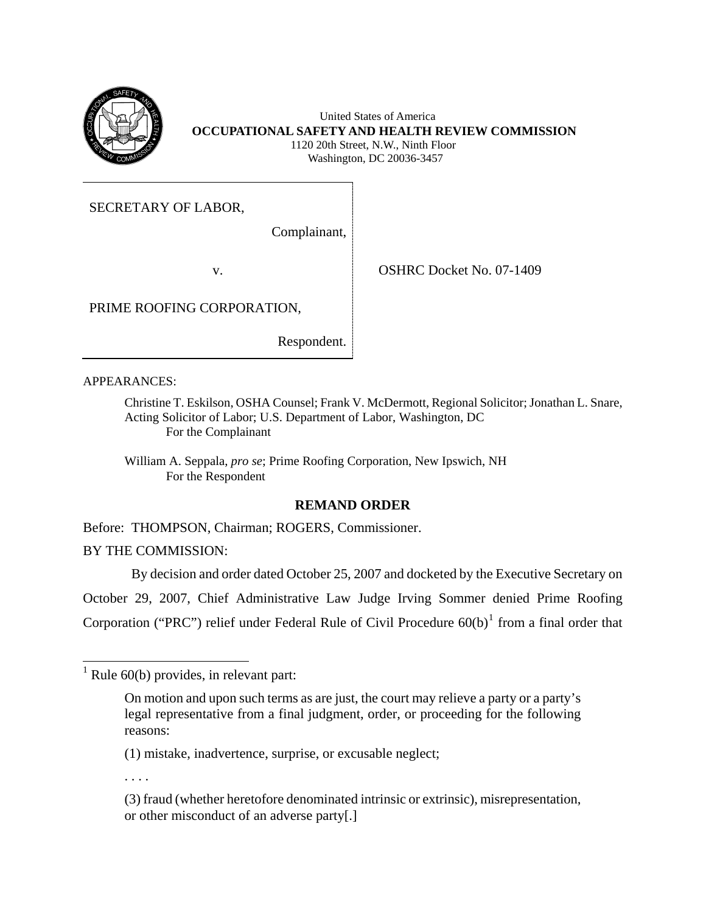United States of America
**OCCUPATIONAL SAFETY AND HEALTH REVIEW COMMISSION**
1120 20th Street, N.W., Ninth Floor
Washington, DC 20036-3457

| | |
|---|---|
| SECRETARY OF LABOR,<br><br>Complainant,<br><br>v.<br><br>PRIME ROOFING CORPORATION,<br><br>Respondent. | OSHRC Docket No. 07-1409 |

APPEARANCES:

Christine T. Eskilson, OSHA Counsel; Frank V. McDermott, Regional Solicitor; Jonathan L. Snare, Acting Solicitor of Labor; U.S. Department of Labor, Washington, DC
For the Complainant

William A. Seppala, *pro se*; Prime Roofing Corporation, New Ipswich, NH
For the Respondent

## REMAND ORDER

Before: THOMPSON, Chairman; ROGERS, Commissioner.

BY THE COMMISSION:

By decision and order dated October 25, 2007 and docketed by the Executive Secretary on October 29, 2007, Chief Administrative Law Judge Irving Sommer denied Prime Roofing Corporation ("PRC") relief under Federal Rule of Civil Procedure 60(b)[1] from a final order that

---

[1] Rule 60(b) provides, in relevant part:

> On motion and upon such terms as are just, the court may relieve a party or a party's legal representative from a final judgment, order, or proceeding for the following reasons:
>
> (1) mistake, inadvertence, surprise, or excusable neglect;
>
> . . . .
>
> (3) fraud (whether heretofore denominated intrinsic or extrinsic), misrepresentation, or other misconduct of an adverse party[.]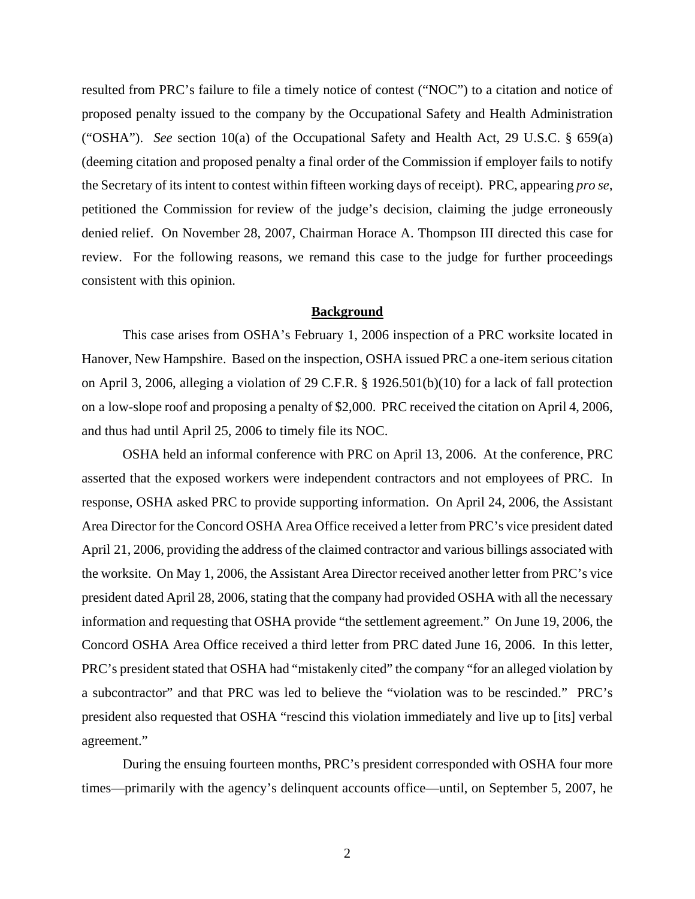resulted from PRC's failure to file a timely notice of contest ("NOC") to a citation and notice of proposed penalty issued to the company by the Occupational Safety and Health Administration ("OSHA"). *See* section 10(a) of the Occupational Safety and Health Act, 29 U.S.C. § 659(a) (deeming citation and proposed penalty a final order of the Commission if employer fails to notify the Secretary of its intent to contest within fifteen working days of receipt). PRC, appearing *pro se*, petitioned the Commission for review of the judge's decision, claiming the judge erroneously denied relief. On November 28, 2007, Chairman Horace A. Thompson III directed this case for review. For the following reasons, we remand this case to the judge for further proceedings consistent with this opinion.

## **Background**

This case arises from OSHA's February 1, 2006 inspection of a PRC worksite located in Hanover, New Hampshire. Based on the inspection, OSHA issued PRC a one-item serious citation on April 3, 2006, alleging a violation of 29 C.F.R. § 1926.501(b)(10) for a lack of fall protection on a low-slope roof and proposing a penalty of $2,000. PRC received the citation on April 4, 2006, and thus had until April 25, 2006 to timely file its NOC.

OSHA held an informal conference with PRC on April 13, 2006. At the conference, PRC asserted that the exposed workers were independent contractors and not employees of PRC. In response, OSHA asked PRC to provide supporting information. On April 24, 2006, the Assistant Area Director for the Concord OSHA Area Office received a letter from PRC's vice president dated April 21, 2006, providing the address of the claimed contractor and various billings associated with the worksite. On May 1, 2006, the Assistant Area Director received another letter from PRC's vice president dated April 28, 2006, stating that the company had provided OSHA with all the necessary information and requesting that OSHA provide "the settlement agreement." On June 19, 2006, the Concord OSHA Area Office received a third letter from PRC dated June 16, 2006. In this letter, PRC's president stated that OSHA had "mistakenly cited" the company "for an alleged violation by a subcontractor" and that PRC was led to believe the "violation was to be rescinded." PRC's president also requested that OSHA "rescind this violation immediately and live up to [its] verbal agreement."

During the ensuing fourteen months, PRC's president corresponded with OSHA four more times—primarily with the agency's delinquent accounts office—until, on September 5, 2007, he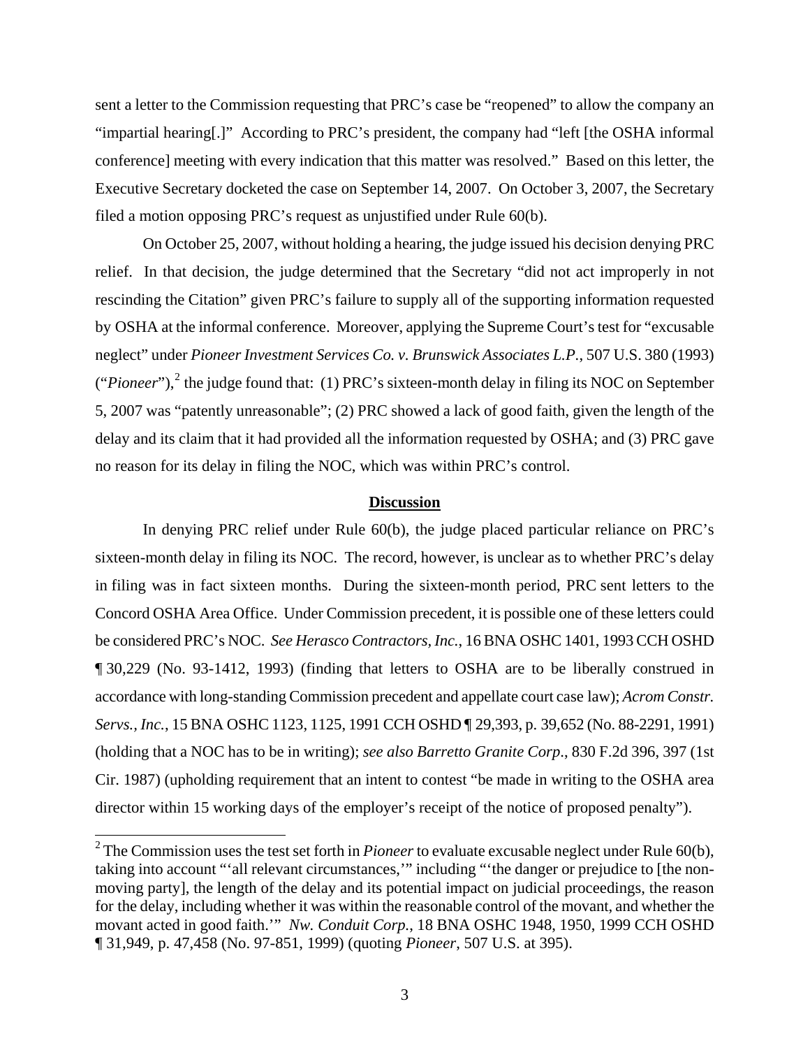sent a letter to the Commission requesting that PRC's case be "reopened" to allow the company an "impartial hearing[.]" According to PRC's president, the company had "left [the OSHA informal conference] meeting with every indication that this matter was resolved." Based on this letter, the Executive Secretary docketed the case on September 14, 2007. On October 3, 2007, the Secretary filed a motion opposing PRC's request as unjustified under Rule 60(b).

On October 25, 2007, without holding a hearing, the judge issued his decision denying PRC relief. In that decision, the judge determined that the Secretary "did not act improperly in not rescinding the Citation" given PRC's failure to supply all of the supporting information requested by OSHA at the informal conference. Moreover, applying the Supreme Court's test for "excusable neglect" under *Pioneer Investment Services Co. v. Brunswick Associates L.P.*, 507 U.S. 380 (1993) ("*Pioneer*"),[2] the judge found that: (1) PRC's sixteen-month delay in filing its NOC on September 5, 2007 was "patently unreasonable"; (2) PRC showed a lack of good faith, given the length of the delay and its claim that it had provided all the information requested by OSHA; and (3) PRC gave no reason for its delay in filing the NOC, which was within PRC's control.

## Discussion

In denying PRC relief under Rule 60(b), the judge placed particular reliance on PRC's sixteen-month delay in filing its NOC. The record, however, is unclear as to whether PRC's delay in filing was in fact sixteen months. During the sixteen-month period, PRC sent letters to the Concord OSHA Area Office. Under Commission precedent, it is possible one of these letters could be considered PRC's NOC. *See Herasco Contractors, Inc.*, 16 BNA OSHC 1401, 1993 CCH OSHD ¶ 30,229 (No. 93-1412, 1993) (finding that letters to OSHA are to be liberally construed in accordance with long-standing Commission precedent and appellate court case law); *Acrom Constr. Servs., Inc.*, 15 BNA OSHC 1123, 1125, 1991 CCH OSHD ¶ 29,393, p. 39,652 (No. 88-2291, 1991) (holding that a NOC has to be in writing); *see also Barretto Granite Corp.*, 830 F.2d 396, 397 (1st Cir. 1987) (upholding requirement that an intent to contest "be made in writing to the OSHA area director within 15 working days of the employer's receipt of the notice of proposed penalty").

[2] The Commission uses the test set forth in *Pioneer* to evaluate excusable neglect under Rule 60(b), taking into account "'all relevant circumstances,'" including "'the danger or prejudice to [the non-moving party], the length of the delay and its potential impact on judicial proceedings, the reason for the delay, including whether it was within the reasonable control of the movant, and whether the movant acted in good faith.'" *Nw. Conduit Corp.*, 18 BNA OSHC 1948, 1950, 1999 CCH OSHD ¶ 31,949, p. 47,458 (No. 97-851, 1999) (quoting *Pioneer*, 507 U.S. at 395).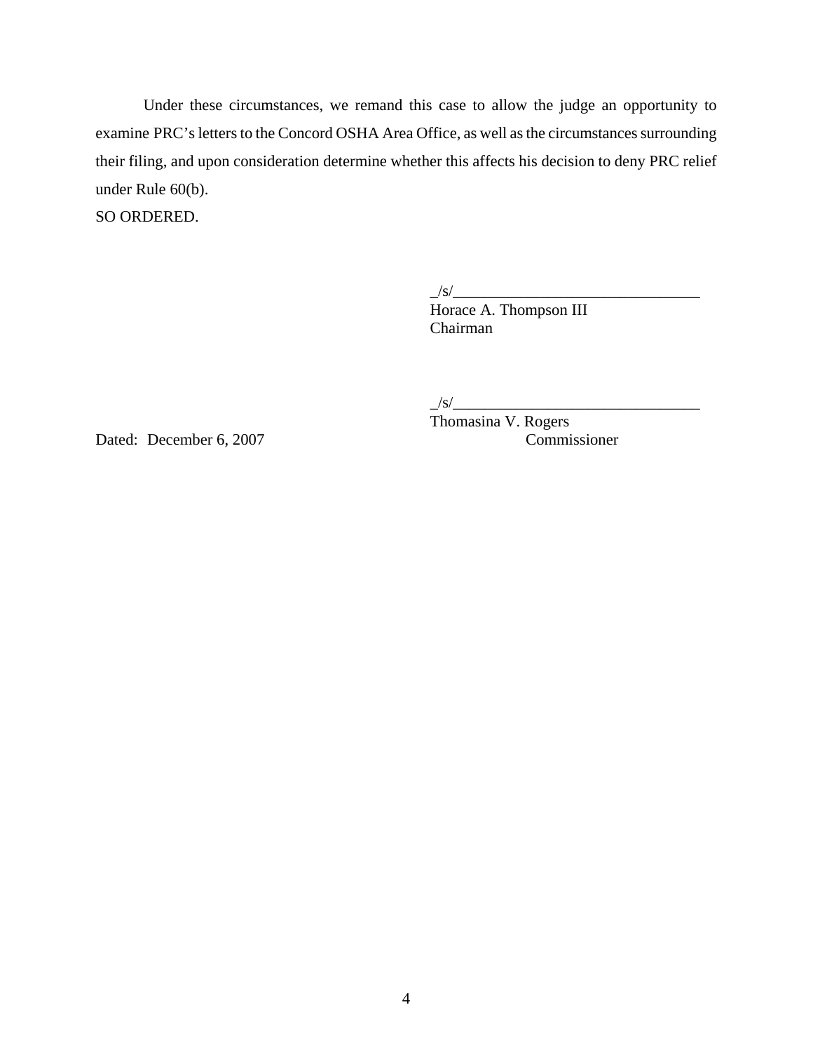Under these circumstances, we remand this case to allow the judge an opportunity to examine PRC's letters to the Concord OSHA Area Office, as well as the circumstances surrounding their filing, and upon consideration determine whether this affects his decision to deny PRC relief under Rule 60(b).

SO ORDERED.

_/s/________________________________
Horace A. Thompson III
Chairman

_/s/________________________________
Thomasina V. Rogers
Commissioner

Dated: December 6, 2007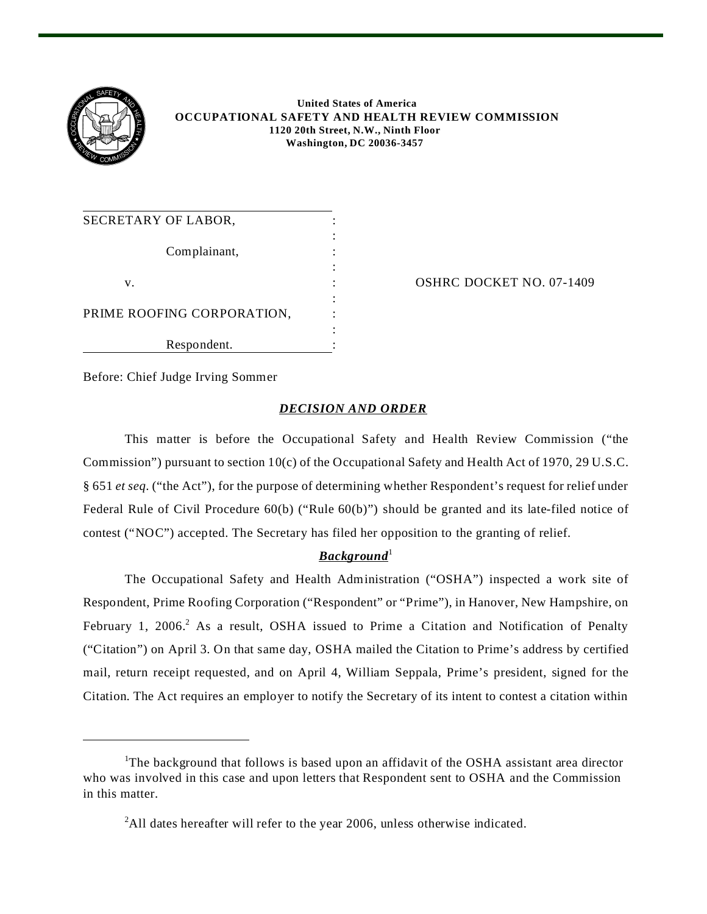**United States of America**
**OCCUPATIONAL SAFETY AND HEALTH REVIEW COMMISSION**
**1120 20th Street, N.W., Ninth Floor**
**Washington, DC 20036-3457**

| | | |
|---|---|---|
| SECRETARY OF LABOR, | : | |
| Complainant, | : | |
| v. | : | OSHRC DOCKET NO. 07-1409 |
| PRIME ROOFING CORPORATION, | : | |
| Respondent. | : | |

Before: Chief Judge Irving Sommer

## ***DECISION AND ORDER***

This matter is before the Occupational Safety and Health Review Commission ("the Commission") pursuant to section 10(c) of the Occupational Safety and Health Act of 1970, 29 U.S.C. § 651 *et seq*. ("the Act"), for the purpose of determining whether Respondent's request for relief under Federal Rule of Civil Procedure 60(b) ("Rule 60(b)") should be granted and its late-filed notice of contest ("NOC") accepted. The Secretary has filed her opposition to the granting of relief.

### ***Background***[1]

The Occupational Safety and Health Administration ("OSHA") inspected a work site of Respondent, Prime Roofing Corporation ("Respondent" or "Prime"), in Hanover, New Hampshire, on February 1, 2006.[2] As a result, OSHA issued to Prime a Citation and Notification of Penalty ("Citation") on April 3. On that same day, OSHA mailed the Citation to Prime's address by certified mail, return receipt requested, and on April 4, William Seppala, Prime's president, signed for the Citation. The Act requires an employer to notify the Secretary of its intent to contest a citation within

---

[1]The background that follows is based upon an affidavit of the OSHA assistant area director who was involved in this case and upon letters that Respondent sent to OSHA and the Commission in this matter.

[2]All dates hereafter will refer to the year 2006, unless otherwise indicated.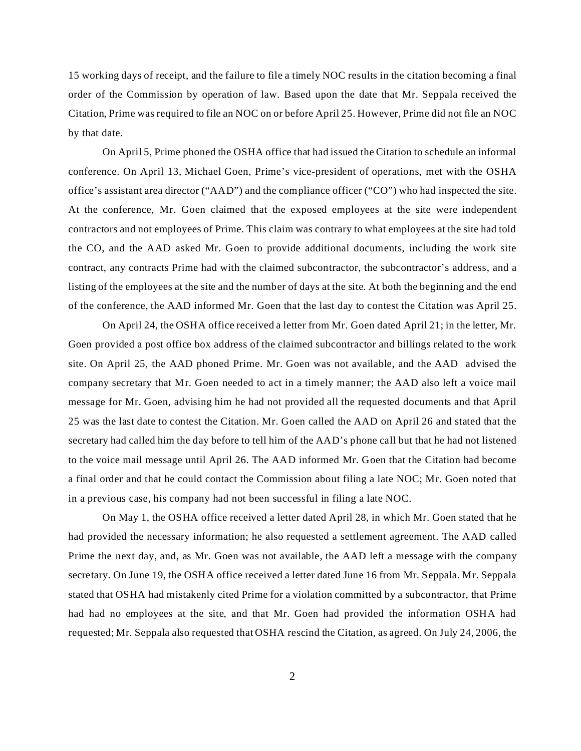15 working days of receipt, and the failure to file a timely NOC results in the citation becoming a final order of the Commission by operation of law. Based upon the date that Mr. Seppala received the Citation, Prime was required to file an NOC on or before April 25. However, Prime did not file an NOC by that date.

On April 5, Prime phoned the OSHA office that had issued the Citation to schedule an informal conference. On April 13, Michael Goen, Prime's vice-president of operations, met with the OSHA office's assistant area director ("AAD") and the compliance officer ("CO") who had inspected the site. At the conference, Mr. Goen claimed that the exposed employees at the site were independent contractors and not employees of Prime. This claim was contrary to what employees at the site had told the CO, and the AAD asked Mr. Goen to provide additional documents, including the work site contract, any contracts Prime had with the claimed subcontractor, the subcontractor's address, and a listing of the employees at the site and the number of days at the site. At both the beginning and the end of the conference, the AAD informed Mr. Goen that the last day to contest the Citation was April 25.

On April 24, the OSHA office received a letter from Mr. Goen dated April 21; in the letter, Mr. Goen provided a post office box address of the claimed subcontractor and billings related to the work site. On April 25, the AAD phoned Prime. Mr. Goen was not available, and the AAD advised the company secretary that Mr. Goen needed to act in a timely manner; the AAD also left a voice mail message for Mr. Goen, advising him he had not provided all the requested documents and that April 25 was the last date to contest the Citation. Mr. Goen called the AAD on April 26 and stated that the secretary had called him the day before to tell him of the AAD's phone call but that he had not listened to the voice mail message until April 26. The AAD informed Mr. Goen that the Citation had become a final order and that he could contact the Commission about filing a late NOC; Mr. Goen noted that in a previous case, his company had not been successful in filing a late NOC.

On May 1, the OSHA office received a letter dated April 28, in which Mr. Goen stated that he had provided the necessary information; he also requested a settlement agreement. The AAD called Prime the next day, and, as Mr. Goen was not available, the AAD left a message with the company secretary. On June 19, the OSHA office received a letter dated June 16 from Mr. Seppala. Mr. Seppala stated that OSHA had mistakenly cited Prime for a violation committed by a subcontractor, that Prime had had no employees at the site, and that Mr. Goen had provided the information OSHA had requested; Mr. Seppala also requested that OSHA rescind the Citation, as agreed. On July 24, 2006, the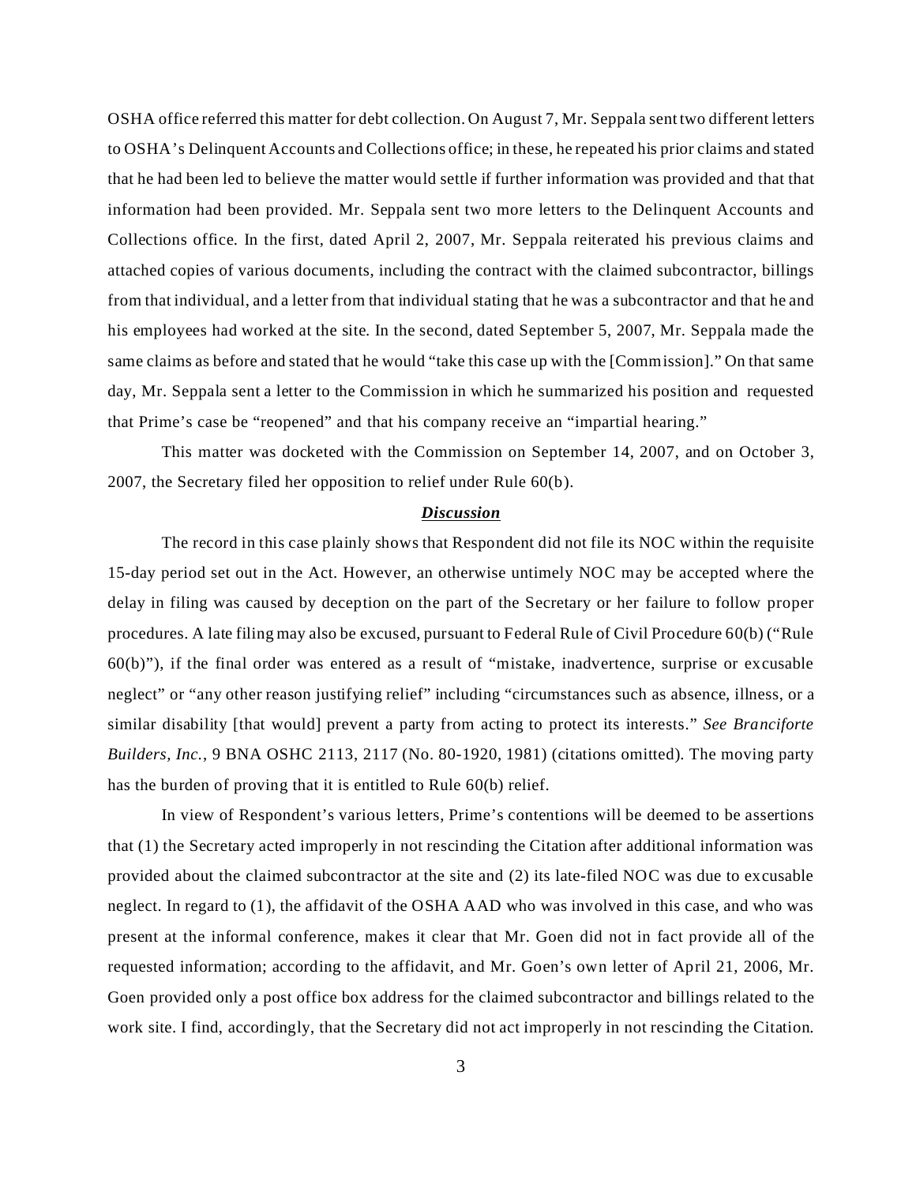OSHA office referred this matter for debt collection. On August 7, Mr. Seppala sent two different letters to OSHA's Delinquent Accounts and Collections office; in these, he repeated his prior claims and stated that he had been led to believe the matter would settle if further information was provided and that that information had been provided. Mr. Seppala sent two more letters to the Delinquent Accounts and Collections office. In the first, dated April 2, 2007, Mr. Seppala reiterated his previous claims and attached copies of various documents, including the contract with the claimed subcontractor, billings from that individual, and a letter from that individual stating that he was a subcontractor and that he and his employees had worked at the site. In the second, dated September 5, 2007, Mr. Seppala made the same claims as before and stated that he would "take this case up with the [Commission]." On that same day, Mr. Seppala sent a letter to the Commission in which he summarized his position and requested that Prime's case be "reopened" and that his company receive an "impartial hearing."

This matter was docketed with the Commission on September 14, 2007, and on October 3, 2007, the Secretary filed her opposition to relief under Rule 60(b).

## ***Discussion***

The record in this case plainly shows that Respondent did not file its NOC within the requisite 15-day period set out in the Act. However, an otherwise untimely NOC may be accepted where the delay in filing was caused by deception on the part of the Secretary or her failure to follow proper procedures. A late filing may also be excused, pursuant to Federal Rule of Civil Procedure 60(b) ("Rule 60(b)"), if the final order was entered as a result of "mistake, inadvertence, surprise or excusable neglect" or "any other reason justifying relief" including "circumstances such as absence, illness, or a similar disability [that would] prevent a party from acting to protect its interests." *See Branciforte Builders, Inc.*, 9 BNA OSHC 2113, 2117 (No. 80-1920, 1981) (citations omitted). The moving party has the burden of proving that it is entitled to Rule 60(b) relief.

In view of Respondent's various letters, Prime's contentions will be deemed to be assertions that (1) the Secretary acted improperly in not rescinding the Citation after additional information was provided about the claimed subcontractor at the site and (2) its late-filed NOC was due to excusable neglect. In regard to (1), the affidavit of the OSHA AAD who was involved in this case, and who was present at the informal conference, makes it clear that Mr. Goen did not in fact provide all of the requested information; according to the affidavit, and Mr. Goen's own letter of April 21, 2006, Mr. Goen provided only a post office box address for the claimed subcontractor and billings related to the work site. I find, accordingly, that the Secretary did not act improperly in not rescinding the Citation.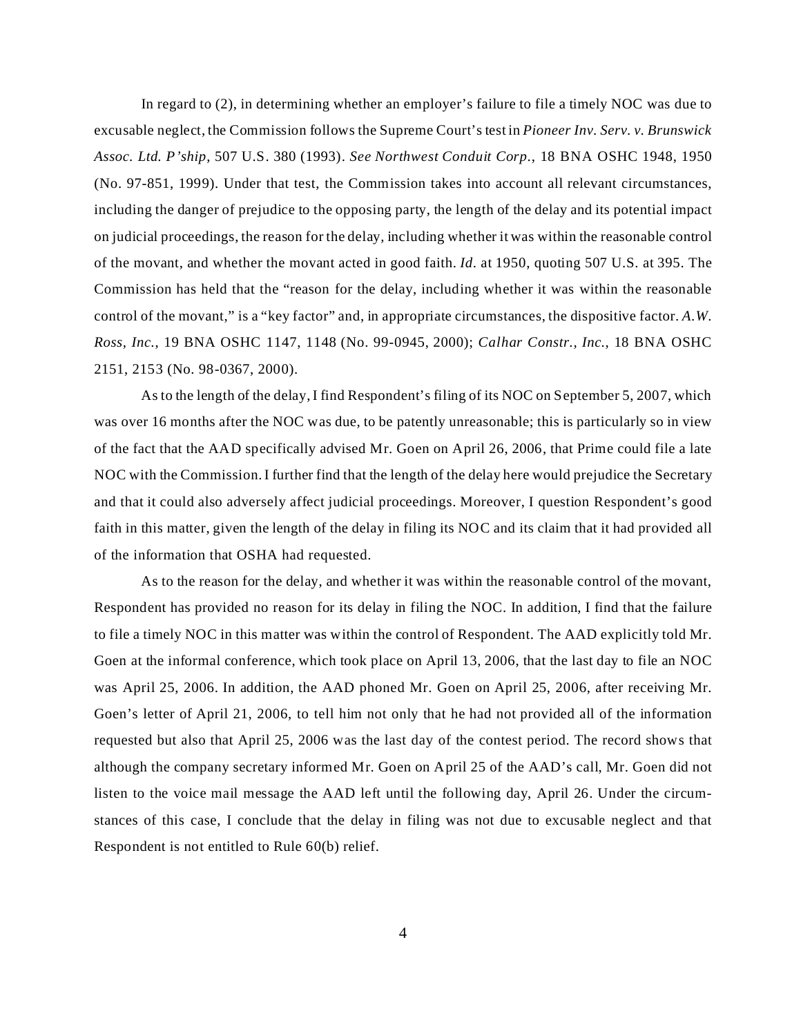In regard to (2), in determining whether an employer's failure to file a timely NOC was due to excusable neglect, the Commission follows the Supreme Court's test in *Pioneer Inv. Serv. v. Brunswick Assoc. Ltd. P'ship*, 507 U.S. 380 (1993). *See Northwest Conduit Corp.*, 18 BNA OSHC 1948, 1950 (No. 97-851, 1999). Under that test, the Commission takes into account all relevant circumstances, including the danger of prejudice to the opposing party, the length of the delay and its potential impact on judicial proceedings, the reason for the delay, including whether it was within the reasonable control of the movant, and whether the movant acted in good faith. *Id.* at 1950, quoting 507 U.S. at 395. The Commission has held that the "reason for the delay, including whether it was within the reasonable control of the movant," is a "key factor" and, in appropriate circumstances, the dispositive factor. *A.W. Ross, Inc.*, 19 BNA OSHC 1147, 1148 (No. 99-0945, 2000); *Calhar Constr., Inc.*, 18 BNA OSHC 2151, 2153 (No. 98-0367, 2000).

As to the length of the delay, I find Respondent's filing of its NOC on September 5, 2007, which was over 16 months after the NOC was due, to be patently unreasonable; this is particularly so in view of the fact that the AAD specifically advised Mr. Goen on April 26, 2006, that Prime could file a late NOC with the Commission. I further find that the length of the delay here would prejudice the Secretary and that it could also adversely affect judicial proceedings. Moreover, I question Respondent's good faith in this matter, given the length of the delay in filing its NOC and its claim that it had provided all of the information that OSHA had requested.

As to the reason for the delay, and whether it was within the reasonable control of the movant, Respondent has provided no reason for its delay in filing the NOC. In addition, I find that the failure to file a timely NOC in this matter was within the control of Respondent. The AAD explicitly told Mr. Goen at the informal conference, which took place on April 13, 2006, that the last day to file an NOC was April 25, 2006. In addition, the AAD phoned Mr. Goen on April 25, 2006, after receiving Mr. Goen's letter of April 21, 2006, to tell him not only that he had not provided all of the information requested but also that April 25, 2006 was the last day of the contest period. The record shows that although the company secretary informed Mr. Goen on April 25 of the AAD's call, Mr. Goen did not listen to the voice mail message the AAD left until the following day, April 26. Under the circumstances of this case, I conclude that the delay in filing was not due to excusable neglect and that Respondent is not entitled to Rule 60(b) relief.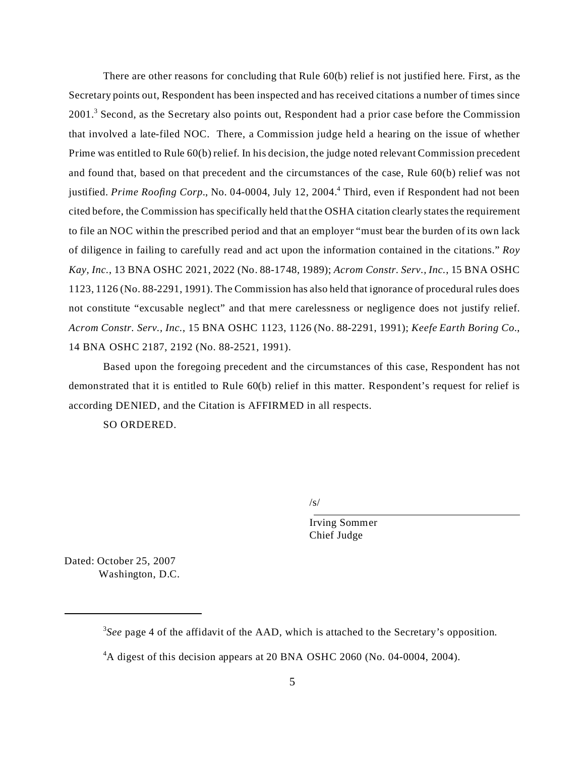There are other reasons for concluding that Rule 60(b) relief is not justified here. First, as the Secretary points out, Respondent has been inspected and has received citations a number of times since 2001.[3] Second, as the Secretary also points out, Respondent had a prior case before the Commission that involved a late-filed NOC. There, a Commission judge held a hearing on the issue of whether Prime was entitled to Rule 60(b) relief. In his decision, the judge noted relevant Commission precedent and found that, based on that precedent and the circumstances of the case, Rule 60(b) relief was not justified. *Prime Roofing Corp*., No. 04-0004, July 12, 2004.[4] Third, even if Respondent had not been cited before, the Commission has specifically held that the OSHA citation clearly states the requirement to file an NOC within the prescribed period and that an employer "must bear the burden of its own lack of diligence in failing to carefully read and act upon the information contained in the citations." *Roy Kay, Inc.*, 13 BNA OSHC 2021, 2022 (No. 88-1748, 1989); *Acrom Constr. Serv., Inc.*, 15 BNA OSHC 1123, 1126 (No. 88-2291, 1991). The Commission has also held that ignorance of procedural rules does not constitute "excusable neglect" and that mere carelessness or negligence does not justify relief. *Acrom Constr. Serv., Inc.*, 15 BNA OSHC 1123, 1126 (No. 88-2291, 1991); *Keefe Earth Boring Co.*, 14 BNA OSHC 2187, 2192 (No. 88-2521, 1991).

Based upon the foregoing precedent and the circumstances of this case, Respondent has not demonstrated that it is entitled to Rule 60(b) relief in this matter. Respondent's request for relief is according DENIED, and the Citation is AFFIRMED in all respects.

SO ORDERED.

/s/

Irving Sommer
Chief Judge

Dated: October 25, 2007
Washington, D.C.

[3] *See* page 4 of the affidavit of the AAD, which is attached to the Secretary's opposition.

[4] A digest of this decision appears at 20 BNA OSHC 2060 (No. 04-0004, 2004).